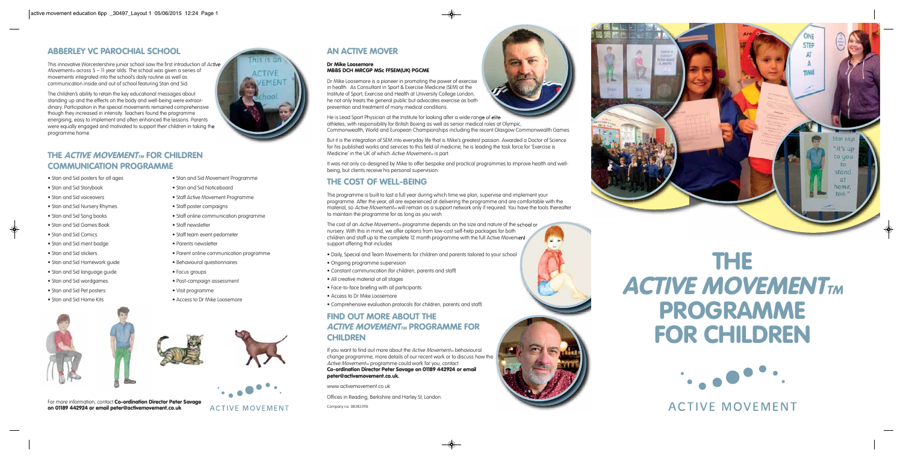## ABBERLEY PAROCHIAL SCHOOL

This innovative Worcestershire junior school saw the first introduction of *Active Movement*™ across 5 – 11 year olds. The school was given a series of movements integrated into the school's daily routine as well as communication inside and out of school featuring Stan and Sid.

The children's ability to retain the key educational messages about standing up and the effects on the body and well-being were extraordinary. Participation in the special movements remained comprehensive though they increased in intensity. Teachers found the programme energising, easy to implement and often enhanced the lessons. Parents were equally engaged and motivated to support their children in taking the programme home.

## THE *ACTIVE MOVEMENT*™ FOR CHILDREN COMMUNICATION PROGRAMME

- Stan and Sid posters for all ages
- Stan and Sid Storybook
- Stan and Sid voiceovers
- Stan and Sid Nursery Rhymes
- Stan and Sid Song books
- Stan and Sid Games Book
- Stan and Sid Comics
- Stan and Sid merit badge
- Stan and Sid stickers
- Stan and Sid Homework guide
- Stan and Sid language guide
- Stan and Sid wordgames
- Stan and Sid Pet posters
- Stan and Sid Home Kits
- Stan and Sid Movement Programme
- Stan and Sid Noticeboard
- Staff Active Movement Programme
- Staff poster campaigns
- Staff online communication programme
- Staff newsletter
- Staff team event pedometer
- Parents newsletter
- Parent online communication programme
- Behavioural questionnaires
- Focus groups
- Post-campaign assessment
- Visit programme
- Access to Dr Mike Loosemore

For more information, contact **Co-ordination Director Peter Savage on 01189 442924 or email peter@activemovement.co.uk**

ACTIVE MOVEMENT

## AN ACTIVE MOVER

**Dr Mike Loosemore**
**MBBS DCH MRCGP MSc FFSEM(UK) PGCME**

Dr Mike Loosemore is a pioneer in promoting the power of exercise in health. As Consultant in Sport & Exercise Medicine (SEM) at the Institute of Sport, Exercise and Health at University College London, he not only treats the general public but advocates exercise as both prevention and treatment of many medical conditions.

He is Lead Sport Physician at the Institute for looking after a wide range of elite athletes, with responsibility for British Boxing as well as senior medical roles at Olympic, Commonwealth, World and European Championships including the recent Glasgow Commonwealth Games.

But it is the integration of SEM into everyday life that is Mike's greatest passion. Awarded a Doctor of Science for his published works and services to this field of medicine, he is leading the task force for 'Exercise is Medicine' in the UK of which *Active Movement*™ is part.

It was not only co-designed by Mike to offer bespoke and practical programmes to improve health and well-being, but clients receive his personal supervision.

## THE COST OF WELL-BEING

The programme is built to last a full year during which time we plan, supervise and implement your programme. After the year, all are experienced at delivering the programme and are comfortable with the material, so *Active Movement*™ will remain as a support network only if required. You have the tools thereafter to maintain the programme for as long as you wish.

The cost of an *Active Movement*™ programme depends on the size and nature of the school or nursery. With this in mind, we offer options from low-cost self-help packages for both children and staff up to the complete 12 month programme with the full Active Movement support offering that includes

- Daily, Special and Team Movements for children and parents tailored to your school
- Ongoing programme supervision
- Constant communication (for children, parents and staff)
- All creative material at all stages
- Face-to-face briefing with all participants
- Access to Dr Mike Loosemore
- Comprehensive evaluation protocols (for children, parents and staff)

## FIND OUT MORE ABOUT THE *ACTIVE MOVEMENT*™ PROGRAMME FOR CHILDREN

If you want to find out more about the *Active Movement*™ behavioural change programme, more details of our recent work or to discuss how the *Active Movement*™ programme could work for you, contact **Co-ordination Director Peter Savage on 01189 442924 or email peter@activemovement.co.uk.**

www.activemovement.co.uk

Offices in Reading, Berkshire and Harley St, London.

Company no. 08383398

# THE *ACTIVE MOVEMENT*™ PROGRAMME FOR CHILDREN

ACTIVE MOVEMENT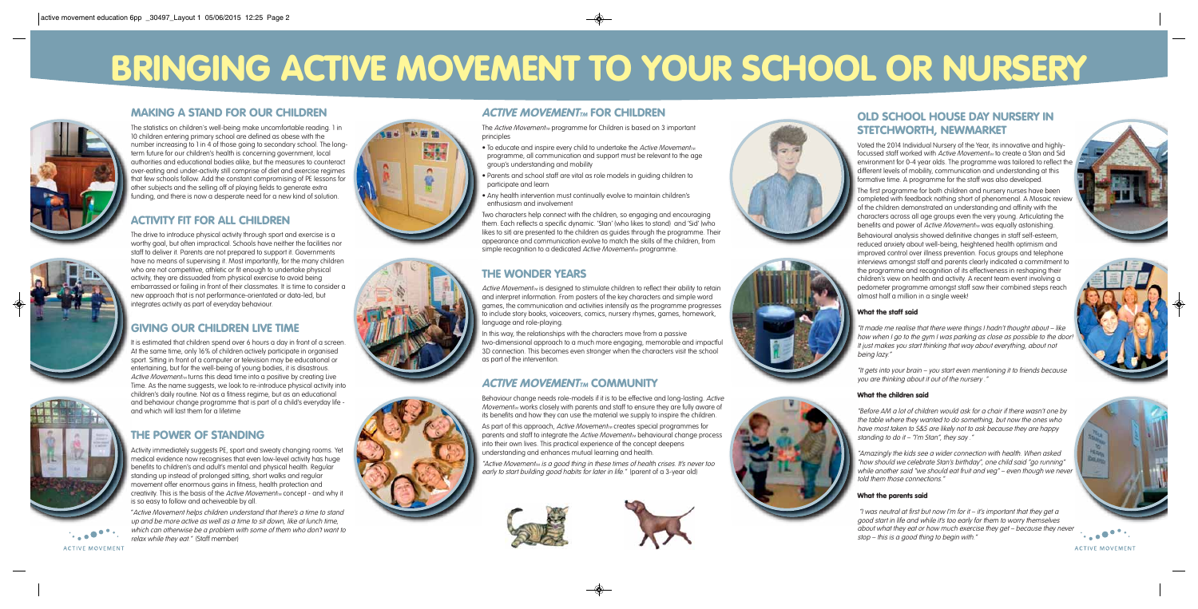# BRINGING ACTIVE MOVEMENT TO YOUR SCHOOL OR NURSERY

## MAKING A STAND FOR OUR CHILDREN

The statistics on children's well-being make uncomfortable reading. 1 in 10 children entering primary school are defined as obese with the number increasing to 1 in 4 of those going to secondary school. The long-term future for our children's health is concerning government, local authorities and educational bodies alike, but the measures to counteract over-eating and under-activity still comprise of diet and exercise regimes that few schools follow. Add the constant compromising of PE lessons for other subjects and the selling off of playing fields to generate extra funding, and there is now a desperate need for a new kind of solution.

## ACTIVITY FIT FOR ALL CHILDREN

The drive to introduce physical activity through sport and exercise is a worthy goal, but often impractical. Schools have neither the facilities nor staff to deliver it. Parents are not prepared to support it. Governments have no means of supervising it. Most importantly, for the many children who are not competitive, athletic or fit enough to undertake physical activity, they are dissuaded from physical exercise to avoid being embarrassed or failing in front of their classmates. It is time to consider a new approach that is not performance-orientated or data-led, but integrates activity as part of everyday behaviour.

## GIVING OUR CHILDREN LIVE TIME

It is estimated that children spend over 6 hours a day in front of a screen. At the same time, only 16% of children actively participate in organised sport. Sitting in front of a computer or television may be educational or entertaining, but for the well-being of young bodies, it is disastrous. *Active Movement*™ turns this dead time into a positive by creating Live Time. As the name suggests, we look to re-introduce physical activity into children's daily routine. Not as a fitness regime, but as an educational and behaviour change programme that is part of a child's everyday life - and which will last them for a lifetime.

## THE POWER OF STANDING

Activity immediately suggests PE, sport and sweaty changing rooms. Yet medical evidence now recognises that even low-level activity has huge benefits to children's and adult's mental and physical health. Regular standing up instead of prolonged sitting, short walks and regular movement offer enormous gains in fitness, health protection and creativity. This is the basis of the *Active Movement*™ concept - and why it is so easy to follow and acheiveable by all.

"*Active Movement helps children understand that there's a time to stand up and be more active as well as a time to sit down, like at lunch time, which can otherwise be a problem with some of them who don't want to relax while they eat.*" (Staff member)

## *ACTIVE MOVEMENT*™ FOR CHILDREN

The *Active Movement*™ programme for Children is based on 3 important principles

- To educate and inspire every child to undertake the *Active Movement*™ programme, all communication and support must be relevant to the age group's understanding and mobility
- Parents and school staff are vital as role models in guiding children to participate and learn
- Any health intervention must continually evolve to maintain children's enthusiasm and involvement

Two characters help connect with the children, so engaging and encouraging them. Each reflects a specific dynamic: 'Stan' (who likes to stand) and 'Sid' (who likes to sit) are presented to the children as guides through the programme. Their appearance and communication evolve to match the skills of the children, from simple recognition to a dedicated *Active Movement*™ programme.

## THE WONDER YEARS

*Active Movement*™ is designed to stimulate children to reflect their ability to retain and interpret information. From posters of the key characters and simple word games, the communication and activities intensify as the programme progresses to include story books, voiceovers, comics, nursery rhymes, games, homework, language and role-playing.

In this way, the relationships with the characters move from a passive two-dimensional approach to a much more engaging, memorable and impactful 3D connection. This becomes even stronger when the characters visit the school as part of the intervention.

## *ACTIVE MOVEMENT*™ COMMUNITY

Behaviour change needs role-models if it is to be effective and long-lasting. *Active Movement*™ works closely with parents and staff to ensure they are fully aware of its benefits and how they can use the material we supply to inspire the children.

As part of this approach, *Active Movement*™ creates special programmes for parents and staff to integrate the *Active Movement*™ behavioural change process into their own lives. This practical experience of the concept deepens understanding and enhances mutual learning and health.

"*Active Movement*™ *is a good thing in these times of health crises. It's never too early to start building good habits for later in life.*" (parent of a 3-year old)

## OLD SCHOOL HOUSE DAY NURSERY IN STETCHWORTH, NEWMARKET

Voted the 2014 Individual Nursery of the Year, its innovative and highly-focussed staff worked with *Active Movement*™ to create a Stan and Sid environment for 0-4 year olds. The programme was tailored to reflect the different levels of mobility, communication and understanding at this formative time. A programme for the staff was also developed.

The first programme for both children and nursery nurses have been completed with feedback nothing short of phenomenal. A Mosaic review of the children demonstrated an understanding and affinity with the characters across all age groups even the very young. Articulating the benefits and power of *Active Movement*™ was equally astonishing.

Behavioural analysis showed definitive changes in staff self-esteem, reduced anxiety about well-being, heightened health optimism and improved control over illness prevention. Focus groups and telephone interviews amongst staff and parents clearly indicated a commitment to the programme and recognition of its effectiveness in reshaping their children's view on health and activity. A recent team event involving a pedometer programme amongst staff saw their combined steps reach almost half a million in a single week!

**What the staff said**

*"It made me realise that there were things I hadn't thought about – like how when I go to the gym I was parking as close as possible to the door! It just makes you start thinking that way about everything, about not being lazy."*

*"It gets into your brain – you start even mentioning it to friends because you are thinking about it out of the nursery."*

**What the children said**

*"Before AM a lot of children would ask for a chair if there wasn't one by the table where they wanted to do something, but now the ones who have most taken to S&S are likely not to ask because they are happy standing to do it – "I'm Stan", they say."*

*"Amazingly the kids see a wider connection with health. When asked "how should we celebrate Stan's birthday", one child said "go running" while another said "we should eat fruit and veg" – even though we never told them those connections."*

**What the parents said**

*"I was neutral at first but now I'm for it – it's important that they get a good start in life and while it's too early for them to worry themselves about what they eat or how much exercise they get – because they never stop – this is a good thing to begin with."*

ACTIVE MOVEMENT